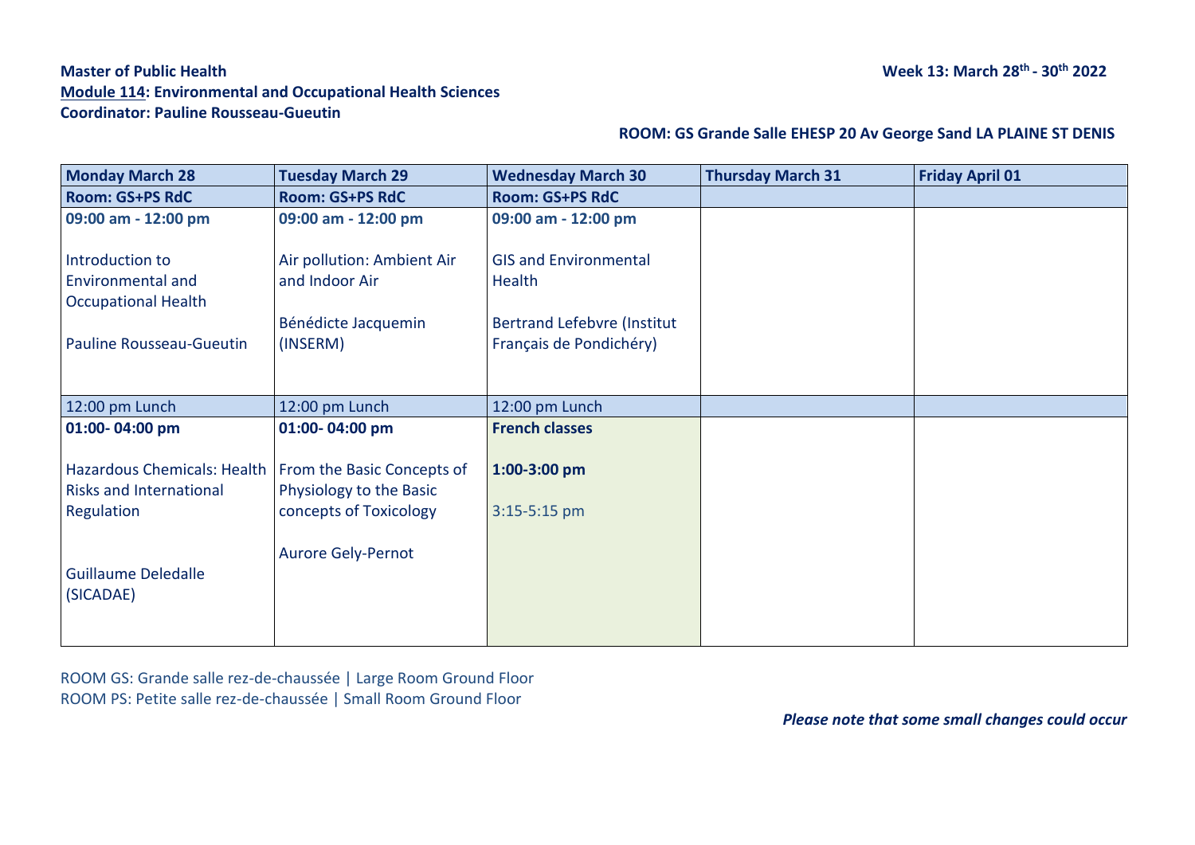**Master of Public Health**

**Module 114: Environmental and Occupational Health Sciences**

**Coordinator: Pauline Rousseau-Gueutin**

**Week 13: March 28th - 30th 2022**

**ROOM: GS Grande Salle EHESP 20 Av George Sand LA PLAINE ST DENIS**

| Monday March 28 | Tuesday March 29 | Wednesday March 30 | Thursday March 31 | Friday April 01 |
|---|---|---|---|---|
| **Room: GS+PS RdC** | **Room: GS+PS RdC** | **Room: GS+PS RdC** | | |
| **09:00 am - 12:00 pm**<br><br>Introduction to Environmental and Occupational Health<br><br>Pauline Rousseau-Gueutin | **09:00 am - 12:00 pm**<br><br>Air pollution: Ambient Air and Indoor Air<br><br>Bénédicte Jacquemin (INSERM) | **09:00 am - 12:00 pm**<br><br>GIS and Environmental Health<br><br>Bertrand Lefebvre (Institut Français de Pondichéry) | | |
| 12:00 pm Lunch | 12:00 pm Lunch | 12:00 pm Lunch | | |
| **01:00- 04:00 pm**<br><br>Hazardous Chemicals: Health Risks and International Regulation<br><br>Guillaume Deledalle (SICADAE) | **01:00- 04:00 pm**<br><br>From the Basic Concepts of Physiology to the Basic concepts of Toxicology<br><br>Aurore Gely-Pernot | **French classes**<br><br>**1:00-3:00 pm**<br><br>3:15-5:15 pm | | |

ROOM GS: Grande salle rez-de-chaussée | Large Room Ground Floor

ROOM PS: Petite salle rez-de-chaussée | Small Room Ground Floor

***Please note that some small changes could occur***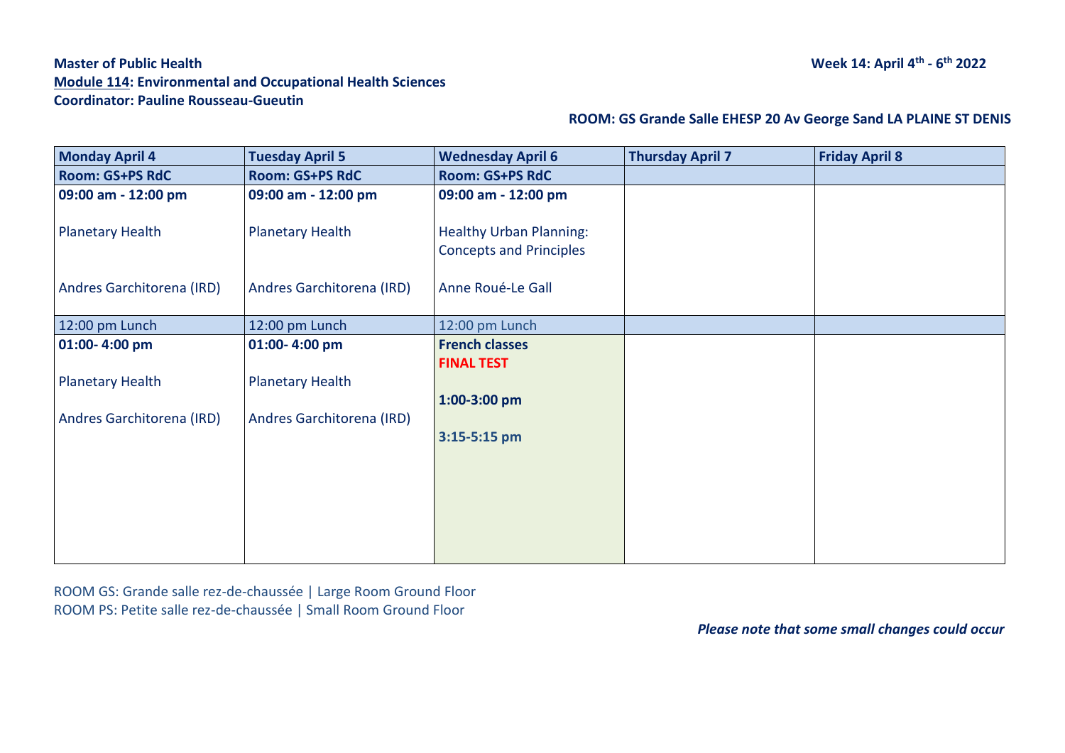**Master of Public Health**
**Module 114: Environmental and Occupational Health Sciences**
**Coordinator: Pauline Rousseau-Gueutin**

**Week 14: April 4th - 6th 2022**

**ROOM: GS Grande Salle EHESP 20 Av George Sand LA PLAINE ST DENIS**

| Monday April 4 | Tuesday April 5 | Wednesday April 6 | Thursday April 7 | Friday April 8 |
|---|---|---|---|---|
| **Room: GS+PS RdC** | **Room: GS+PS RdC** | **Room: GS+PS RdC** | | |
| **09:00 am - 12:00 pm**<br><br>Planetary Health<br><br>Andres Garchitorena (IRD) | **09:00 am - 12:00 pm**<br><br>Planetary Health<br><br>Andres Garchitorena (IRD) | **09:00 am - 12:00 pm**<br><br>Healthy Urban Planning: Concepts and Principles<br><br>Anne Roué-Le Gall | | |
| 12:00 pm Lunch | 12:00 pm Lunch | 12:00 pm Lunch | | |
| **01:00- 4:00 pm**<br><br>Planetary Health<br><br>Andres Garchitorena (IRD) | **01:00- 4:00 pm**<br><br>Planetary Health<br><br>Andres Garchitorena (IRD) | **French classes**<br>**FINAL TEST**<br><br>**1:00-3:00 pm**<br><br>**3:15-5:15 pm** | | |

ROOM GS: Grande salle rez-de-chaussée | Large Room Ground Floor
ROOM PS: Petite salle rez-de-chaussée | Small Room Ground Floor

***Please note that some small changes could occur***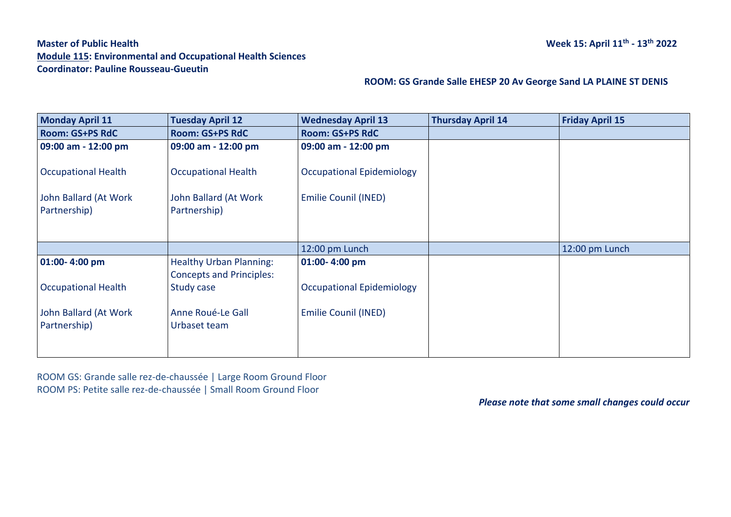**Master of Public Health**
**Module 115: Environmental and Occupational Health Sciences**
**Coordinator: Pauline Rousseau-Gueutin**

**Week 15: April 11th - 13th 2022**

**ROOM: GS Grande Salle EHESP 20 Av George Sand LA PLAINE ST DENIS**

| Monday April 11 | Tuesday April 12 | Wednesday April 13 | Thursday April 14 | Friday April 15 |
|---|---|---|---|---|
| **Room: GS+PS RdC** | **Room: GS+PS RdC** | **Room: GS+PS RdC** | | |
| **09:00 am - 12:00 pm**<br><br>Occupational Health<br><br>John Ballard (At Work Partnership) | **09:00 am - 12:00 pm**<br><br>Occupational Health<br><br>John Ballard (At Work Partnership) | **09:00 am - 12:00 pm**<br><br>Occupational Epidemiology<br><br>Emilie Counil (INED) | | |
| | | 12:00 pm Lunch | | 12:00 pm Lunch |
| **01:00- 4:00 pm**<br><br>Occupational Health<br><br>John Ballard (At Work Partnership) | Healthy Urban Planning: Concepts and Principles: Study case<br><br>Anne Roué-Le Gall<br>Urbaset team | **01:00- 4:00 pm**<br><br>Occupational Epidemiology<br><br>Emilie Counil (INED) | | |

ROOM GS: Grande salle rez-de-chaussée | Large Room Ground Floor
ROOM PS: Petite salle rez-de-chaussée | Small Room Ground Floor

***Please note that some small changes could occur***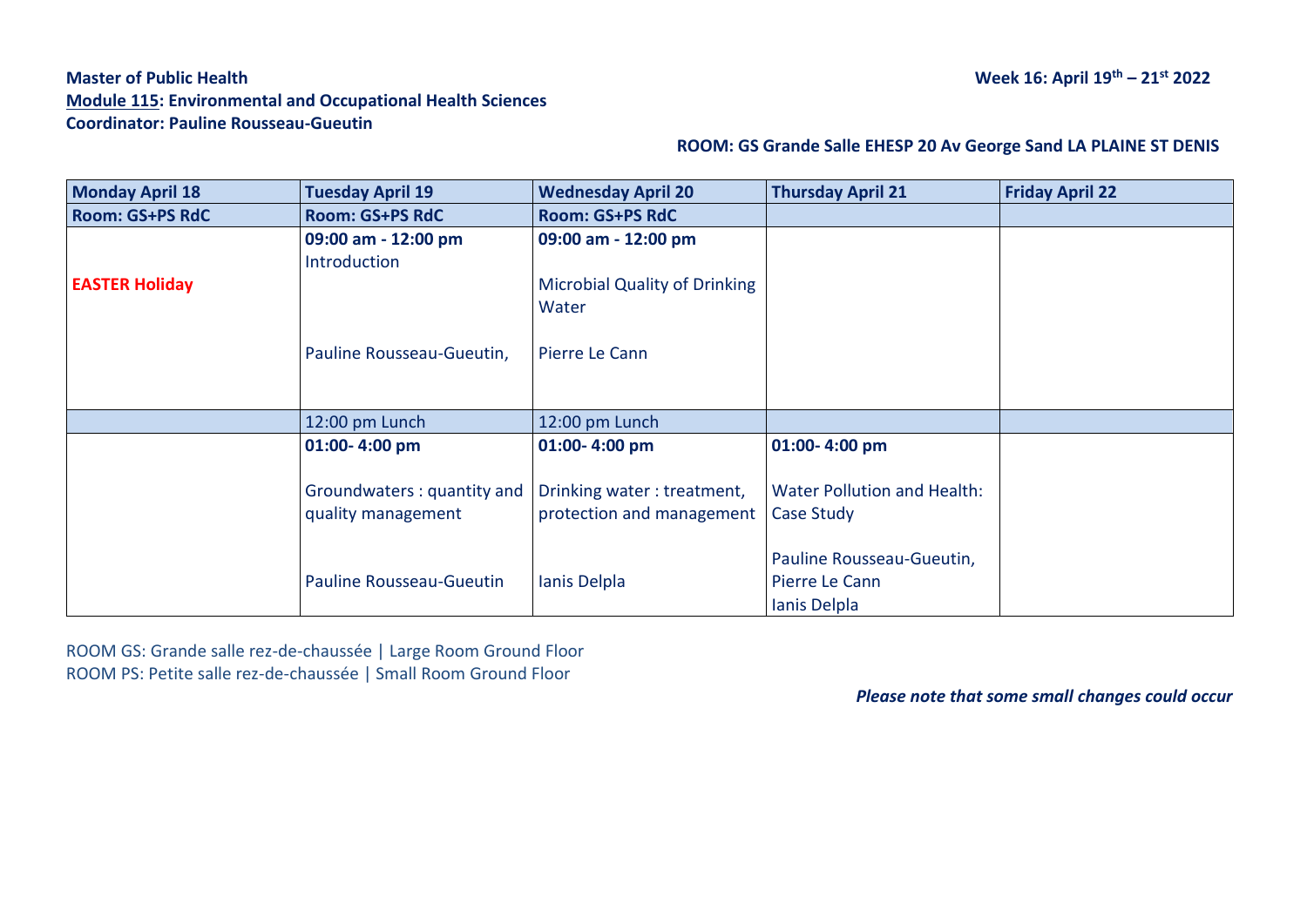**Master of Public Health**

**Week 16: April 19th – 21st 2022**

**Module 115: Environmental and Occupational Health Sciences**

**Coordinator: Pauline Rousseau-Gueutin**

**ROOM: GS Grande Salle EHESP 20 Av George Sand LA PLAINE ST DENIS**

| Monday April 18 | Tuesday April 19 | Wednesday April 20 | Thursday April 21 | Friday April 22 |
|---|---|---|---|---|
| **Room: GS+PS RdC** | **Room: GS+PS RdC** | **Room: GS+PS RdC** | | |
| **EASTER Holiday** | **09:00 am - 12:00 pm**<br>Introduction<br><br>Pauline Rousseau-Gueutin, | **09:00 am - 12:00 pm**<br>Microbial Quality of Drinking Water<br><br>Pierre Le Cann | | |
| | 12:00 pm Lunch | 12:00 pm Lunch | | |
| | **01:00- 4:00 pm**<br>Groundwaters : quantity and quality management<br><br>Pauline Rousseau-Gueutin | **01:00- 4:00 pm**<br>Drinking water : treatment, protection and management<br><br>Ianis Delpla | **01:00- 4:00 pm**<br>Water Pollution and Health: Case Study<br><br>Pauline Rousseau-Gueutin,<br>Pierre Le Cann<br>Ianis Delpla | |

ROOM GS: Grande salle rez-de-chaussée | Large Room Ground Floor
ROOM PS: Petite salle rez-de-chaussée | Small Room Ground Floor

***Please note that some small changes could occur***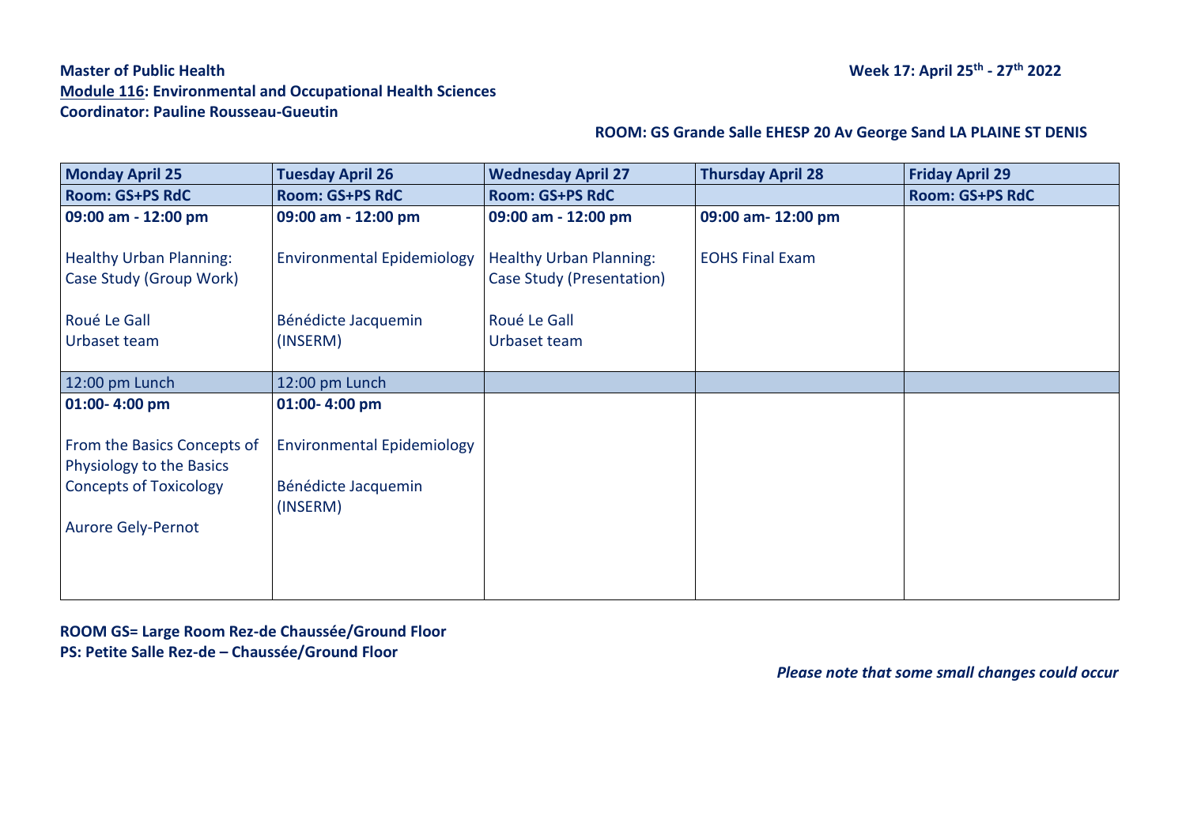**Master of Public Health**
**<u>Module 116</u>: Environmental and Occupational Health Sciences**
**Coordinator: Pauline Rousseau-Gueutin**

**Week 17: April 25th - 27th 2022**

**ROOM: GS Grande Salle EHESP 20 Av George Sand LA PLAINE ST DENIS**

| **Monday April 25** | **Tuesday April 26** | **Wednesday April 27** | **Thursday April 28** | **Friday April 29** |
|---|---|---|---|---|
| **Room: GS+PS RdC** | **Room: GS+PS RdC** | **Room: GS+PS RdC** | | **Room: GS+PS RdC** |
| **09:00 am - 12:00 pm**<br><br>Healthy Urban Planning: Case Study (Group Work)<br><br>Roué Le Gall<br>Urbaset team | **09:00 am - 12:00 pm**<br><br>Environmental Epidemiology<br><br>Bénédicte Jacquemin (INSERM) | **09:00 am - 12:00 pm**<br><br>Healthy Urban Planning: Case Study (Presentation)<br><br>Roué Le Gall<br>Urbaset team | **09:00 am- 12:00 pm**<br><br>EOHS Final Exam | |
| 12:00 pm Lunch | 12:00 pm Lunch | | | |
| **01:00- 4:00 pm**<br><br>From the Basics Concepts of Physiology to the Basics Concepts of Toxicology<br><br>Aurore Gely-Pernot | **01:00- 4:00 pm**<br><br>Environmental Epidemiology<br><br>Bénédicte Jacquemin (INSERM) | | | |

**ROOM GS= Large Room Rez-de Chaussée/Ground Floor**
**PS: Petite Salle Rez-de – Chaussée/Ground Floor**

***Please note that some small changes could occur***